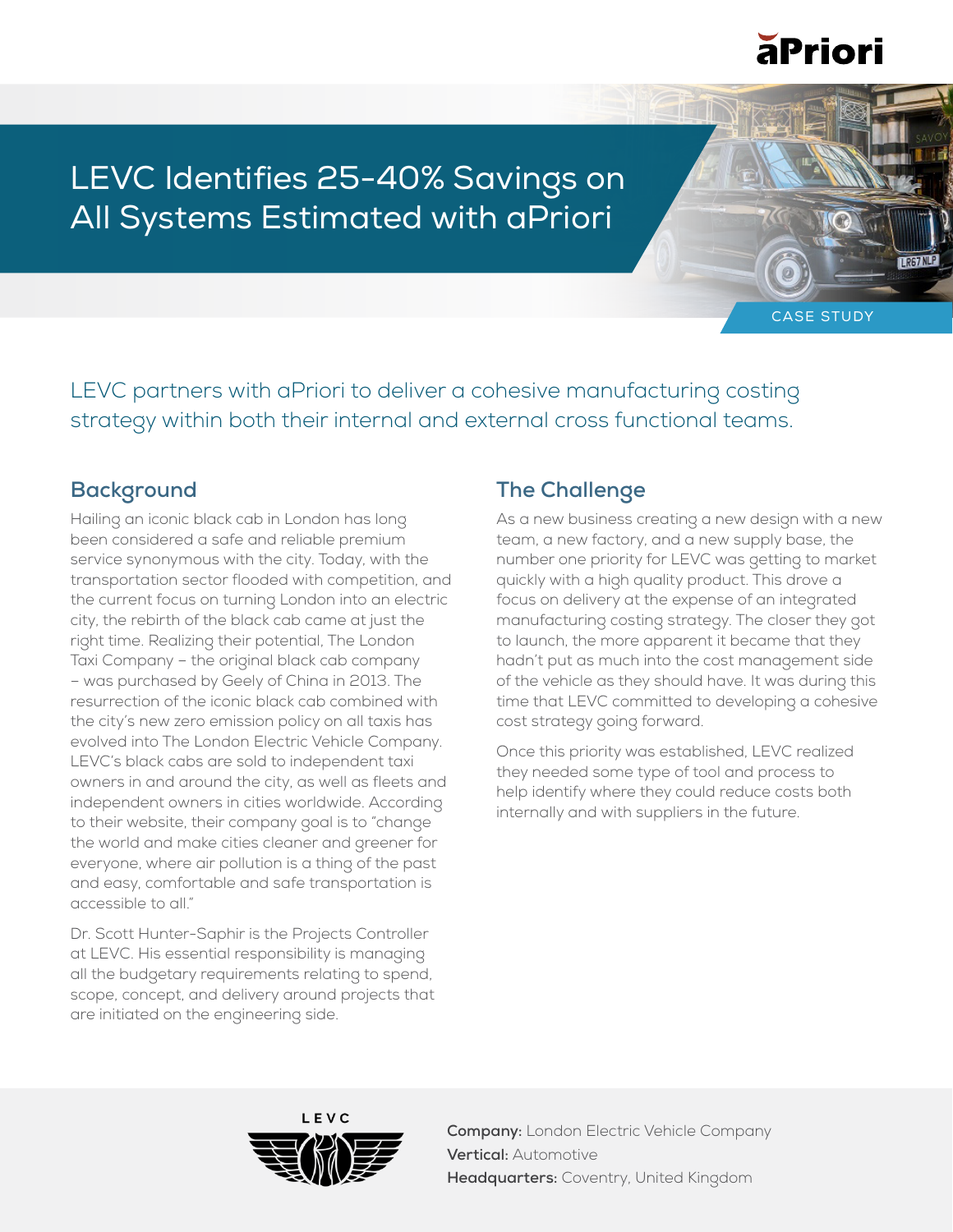# LEVC Identifies 25-40% Savings on All Systems Estimated with aPriori

CASE STUDY

LEVC partners with aPriori to deliver a cohesive manufacturing costing strategy within both their internal and external cross functional teams.

## Background

Hailing an iconic black cab in London has long been considered a safe and reliable premium service synonymous with the city. Today, with the transportation sector flooded with competition, and the current focus on turning London into an electric city, the rebirth of the black cab came at just the right time. Realizing their potential, The London Taxi Company – the original black cab company – was purchased by Geely of China in 2013. The resurrection of the iconic black cab combined with the city's new zero emission policy on all taxis has evolved into The London Electric Vehicle Company. LEVC's black cabs are sold to independent taxi owners in and around the city, as well as fleets and independent owners in cities worldwide. According to their website, their company goal is to "change the world and make cities cleaner and greener for everyone, where air pollution is a thing of the past and easy, comfortable and safe transportation is accessible to all."

Dr. Scott Hunter-Saphir is the Projects Controller at LEVC. His essential responsibility is managing all the budgetary requirements relating to spend, scope, concept, and delivery around projects that are initiated on the engineering side.

## The Challenge

As a new business creating a new design with a new team, a new factory, and a new supply base, the number one priority for LEVC was getting to market quickly with a high quality product. This drove a focus on delivery at the expense of an integrated manufacturing costing strategy. The closer they got to launch, the more apparent it became that they hadn't put as much into the cost management side of the vehicle as they should have. It was during this time that LEVC committed to developing a cohesive cost strategy going forward.

Once this priority was established, LEVC realized they needed some type of tool and process to help identify where they could reduce costs both internally and with suppliers in the future.

**Company:** London Electric Vehicle Company
**Vertical:** Automotive
**Headquarters:** Coventry, United Kingdom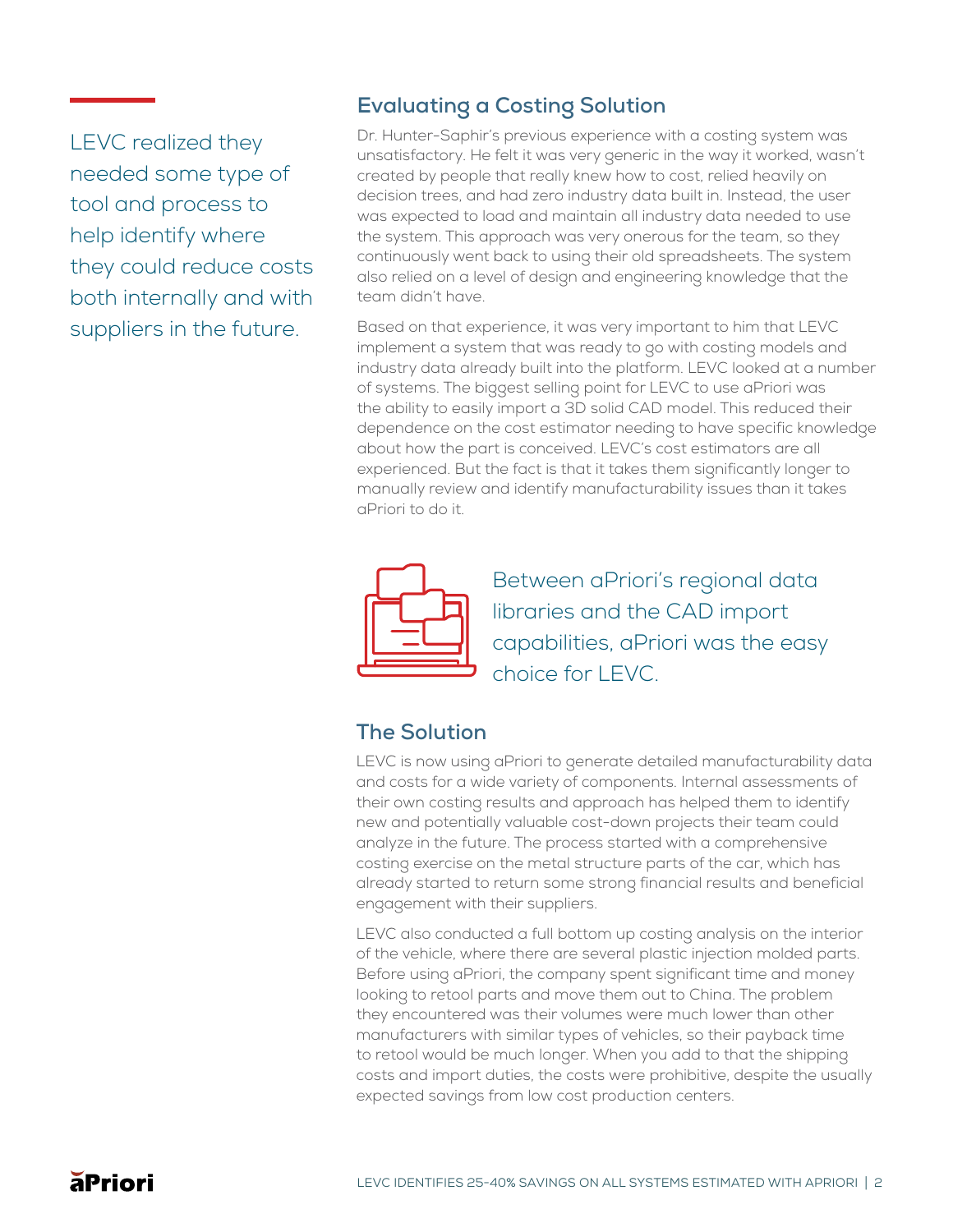LEVC realized they needed some type of tool and process to help identify where they could reduce costs both internally and with suppliers in the future.

## Evaluating a Costing Solution

Dr. Hunter-Saphir's previous experience with a costing system was unsatisfactory. He felt it was very generic in the way it worked, wasn't created by people that really knew how to cost, relied heavily on decision trees, and had zero industry data built in. Instead, the user was expected to load and maintain all industry data needed to use the system. This approach was very onerous for the team, so they continuously went back to using their old spreadsheets. The system also relied on a level of design and engineering knowledge that the team didn't have.

Based on that experience, it was very important to him that LEVC implement a system that was ready to go with costing models and industry data already built into the platform. LEVC looked at a number of systems. The biggest selling point for LEVC to use aPriori was the ability to easily import a 3D solid CAD model. This reduced their dependence on the cost estimator needing to have specific knowledge about how the part is conceived. LEVC's cost estimators are all experienced. But the fact is that it takes them significantly longer to manually review and identify manufacturability issues than it takes aPriori to do it.

Between aPriori's regional data libraries and the CAD import capabilities, aPriori was the easy choice for LEVC.

## The Solution

LEVC is now using aPriori to generate detailed manufacturability data and costs for a wide variety of components. Internal assessments of their own costing results and approach has helped them to identify new and potentially valuable cost-down projects their team could analyze in the future. The process started with a comprehensive costing exercise on the metal structure parts of the car, which has already started to return some strong financial results and beneficial engagement with their suppliers.

LEVC also conducted a full bottom up costing analysis on the interior of the vehicle, where there are several plastic injection molded parts. Before using aPriori, the company spent significant time and money looking to retool parts and move them out to China. The problem they encountered was their volumes were much lower than other manufacturers with similar types of vehicles, so their payback time to retool would be much longer. When you add to that the shipping costs and import duties, the costs were prohibitive, despite the usually expected savings from low cost production centers.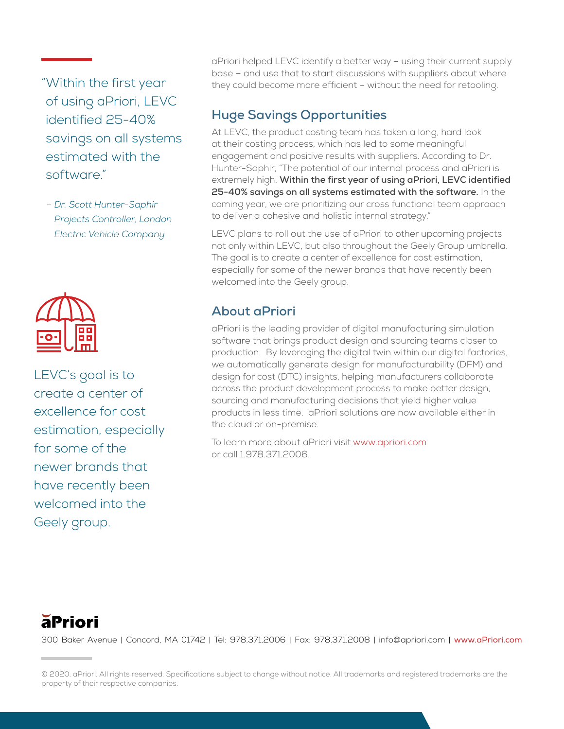"Within the first year of using aPriori, LEVC identified 25-40% savings on all systems estimated with the software."

*– Dr. Scott Hunter-Saphir Projects Controller, London Electric Vehicle Company*

LEVC's goal is to create a center of excellence for cost estimation, especially for some of the newer brands that have recently been welcomed into the Geely group.

aPriori helped LEVC identify a better way – using their current supply base – and use that to start discussions with suppliers about where they could become more efficient – without the need for retooling.

## Huge Savings Opportunities

At LEVC, the product costing team has taken a long, hard look at their costing process, which has led to some meaningful engagement and positive results with suppliers. According to Dr. Hunter-Saphir, "The potential of our internal process and aPriori is extremely high. **Within the first year of using aPriori, LEVC identified 25-40% savings on all systems estimated with the software.** In the coming year, we are prioritizing our cross functional team approach to deliver a cohesive and holistic internal strategy."

LEVC plans to roll out the use of aPriori to other upcoming projects not only within LEVC, but also throughout the Geely Group umbrella. The goal is to create a center of excellence for cost estimation, especially for some of the newer brands that have recently been welcomed into the Geely group.

## About aPriori

aPriori is the leading provider of digital manufacturing simulation software that brings product design and sourcing teams closer to production. By leveraging the digital twin within our digital factories, we automatically generate design for manufacturability (DFM) and design for cost (DTC) insights, helping manufacturers collaborate across the product development process to make better design, sourcing and manufacturing decisions that yield higher value products in less time. aPriori solutions are now available either in the cloud or on-premise.

To learn more about aPriori visit www.apriori.com or call 1.978.371.2006.

aPriori

300 Baker Avenue | Concord, MA 01742 | Tel: 978.371.2006 | Fax: 978.371.2008 | info@apriori.com | www.aPriori.com

© 2020. aPriori. All rights reserved. Specifications subject to change without notice. All trademarks and registered trademarks are the property of their respective companies.